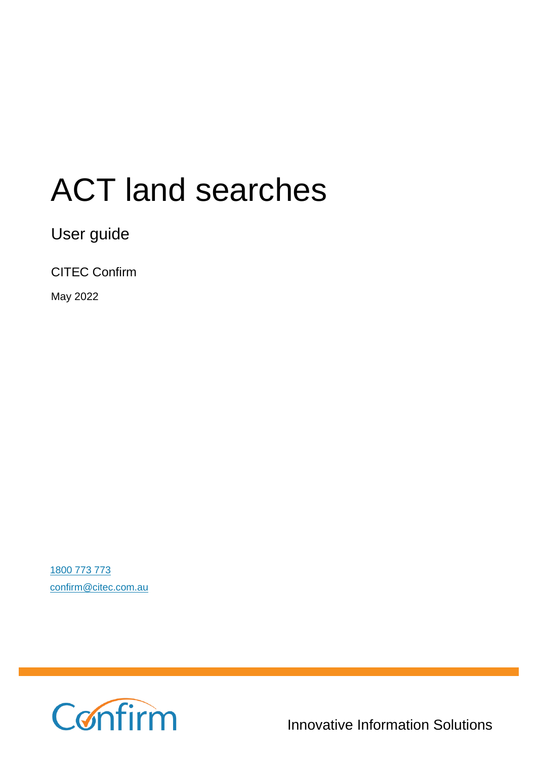# ACT land searches

User guide

CITEC Confirm

May 2022

1800 773 773

confirm@citec.com.au

Confirm

Innovative Information Solutions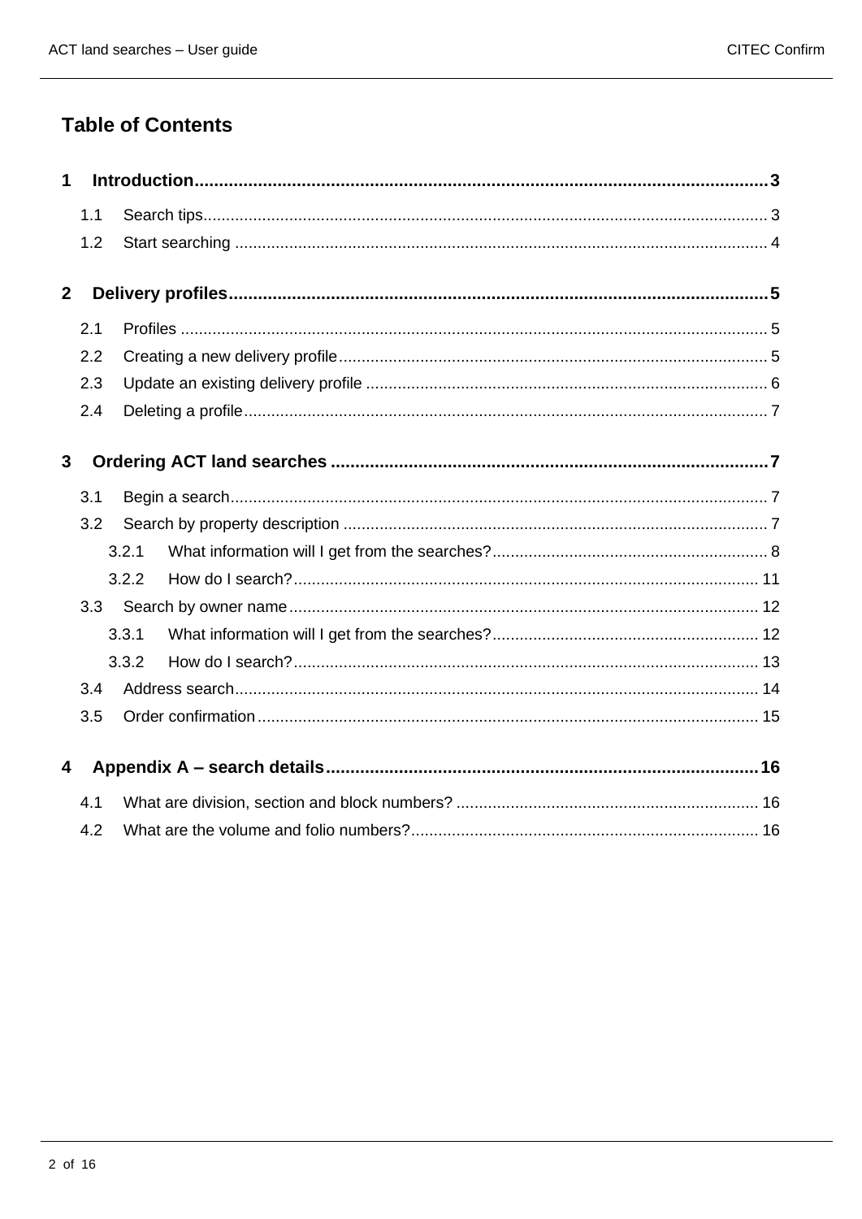# Table of Contents

**1 Introduction ... 3**

- 1.1 Search tips ... 3
- 1.2 Start searching ... 4

**2 Delivery profiles ... 5**

- 2.1 Profiles ... 5
- 2.2 Creating a new delivery profile ... 5
- 2.3 Update an existing delivery profile ... 6
- 2.4 Deleting a profile ... 7

**3 Ordering ACT land searches ... 7**

- 3.1 Begin a search ... 7
- 3.2 Search by property description ... 7
  - 3.2.1 What information will I get from the searches? ... 8
  - 3.2.2 How do I search? ... 11
- 3.3 Search by owner name ... 12
  - 3.3.1 What information will I get from the searches? ... 12
  - 3.3.2 How do I search? ... 13
- 3.4 Address search ... 14
- 3.5 Order confirmation ... 15

**4 Appendix A – search details ... 16**

- 4.1 What are division, section and block numbers? ... 16
- 4.2 What are the volume and folio numbers? ... 16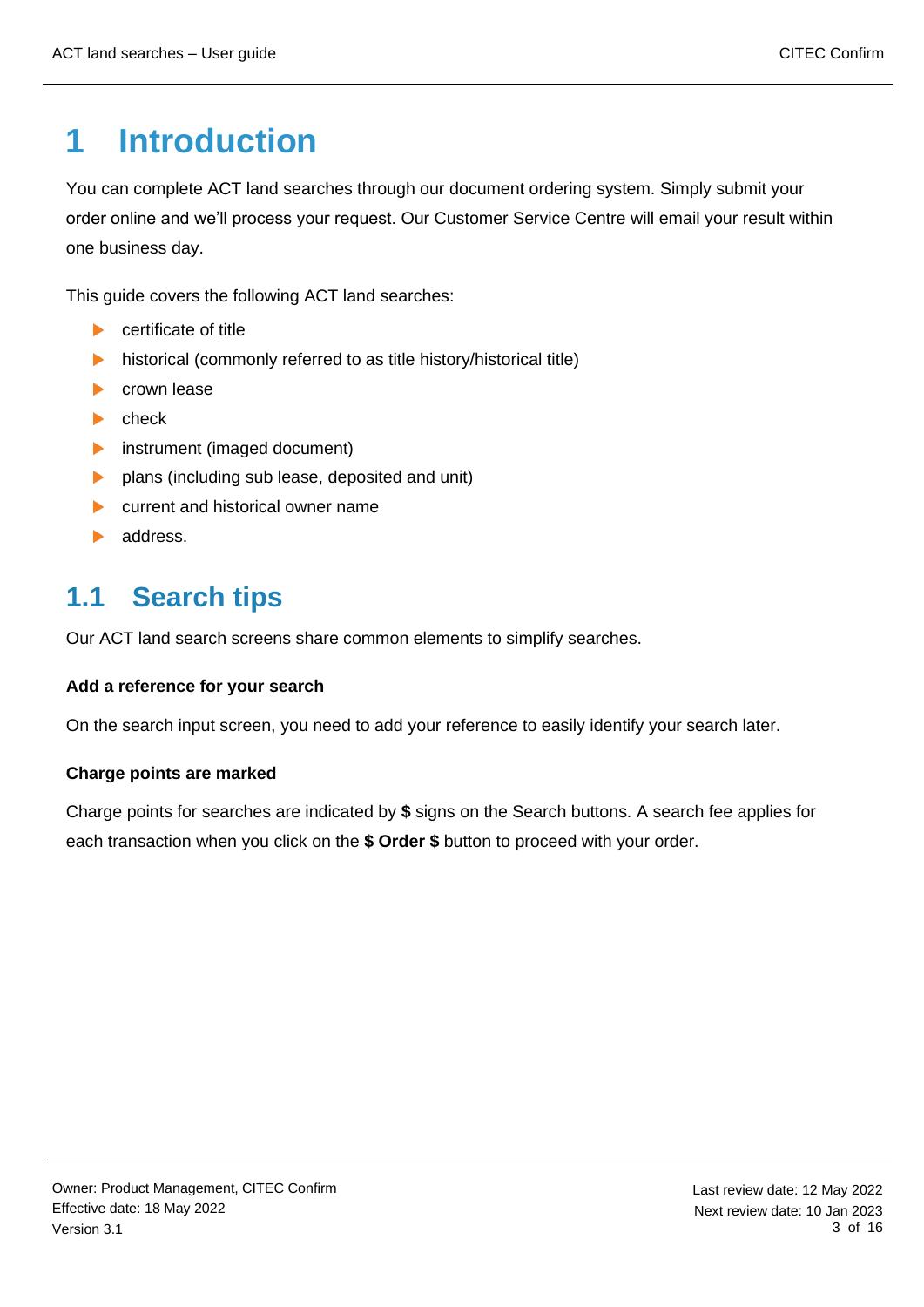# 1 Introduction

You can complete ACT land searches through our document ordering system. Simply submit your order online and we'll process your request. Our Customer Service Centre will email your result within one business day.

This guide covers the following ACT land searches:

- certificate of title
- historical (commonly referred to as title history/historical title)
- crown lease
- check
- instrument (imaged document)
- plans (including sub lease, deposited and unit)
- current and historical owner name
- address.

## 1.1 Search tips

Our ACT land search screens share common elements to simplify searches.

**Add a reference for your search**

On the search input screen, you need to add your reference to easily identify your search later.

**Charge points are marked**

Charge points for searches are indicated by **$** signs on the Search buttons. A search fee applies for each transaction when you click on the **$ Order $** button to proceed with your order.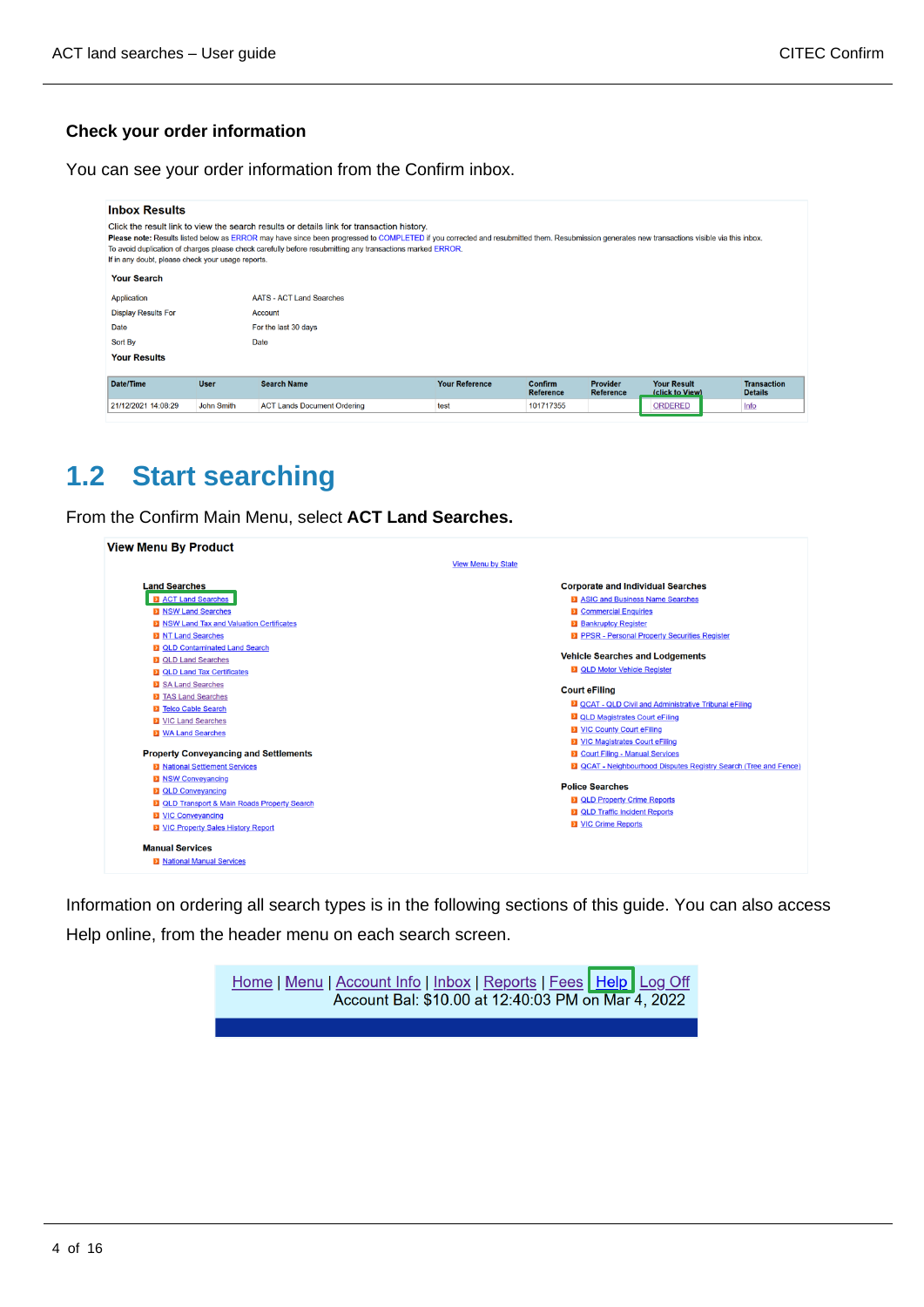### Check your order information

You can see your order information from the Confirm inbox.

**Inbox Results**

Click the result link to view the search results or details link for transaction history.
**Please note:** Results listed below as ERROR may have since been progressed to COMPLETED if you corrected and resubmitted them. Resubmission generates new transactions visible via this inbox.
To avoid duplication of charges please check carefully before resubmitting any transactions marked ERROR.
If in any doubt, please check your usage reports.

**Your Search**

| | |
|---|---|
| Application | AATS - ACT Land Searches |
| Display Results For | Account |
| Date | For the last 30 days |
| Sort By | Date |

**Your Results**

| Date/Time | User | Search Name | Your Reference | Confirm Reference | Provider Reference | Your Result (click to View) | Transaction Details |
|---|---|---|---|---|---|---|---|
| 21/12/2021 14:08:29 | John Smith | ACT Lands Document Ordering | test | 101717355 | | ORDERED | Info |

## 1.2 Start searching

From the Confirm Main Menu, select **ACT Land Searches.**

**View Menu By Product**

View Menu by State

**Land Searches**
- ACT Land Searches
- NSW Land Searches
- NSW Land Tax and Valuation Certificates
- NT Land Searches
- QLD Contaminated Land Search
- QLD Land Searches
- QLD Land Tax Certificates
- SA Land Searches
- TAS Land Searches
- Telco Cable Search
- VIC Land Searches
- WA Land Searches

**Property Conveyancing and Settlements**
- National Settlement Services
- NSW Conveyancing
- QLD Conveyancing
- QLD Transport & Main Roads Property Search
- VIC Conveyancing
- VIC Property Sales History Report

**Manual Services**
- National Manual Services

**Corporate and Individual Searches**
- ASIC and Business Name Searches
- Commercial Enquiries
- Bankruptcy Register
- PPSR - Personal Property Securities Register

**Vehicle Searches and Lodgements**
- QLD Motor Vehicle Register

**Court eFiling**
- QCAT - QLD Civil and Administrative Tribunal eFiling
- QLD Magistrates Court eFiling
- VIC County Court eFiling
- VIC Magistrates Court eFiling
- Court Filing - Manual Services
- QCAT - Neighbourhood Disputes Registry Search (Tree and Fence)

**Police Searches**
- QLD Property Crime Reports
- QLD Traffic Incident Reports
- VIC Crime Reports

Information on ordering all search types is in the following sections of this guide. You can also access Help online, from the header menu on each search screen.

Home | Menu | Account Info | Inbox | Reports | Fees | Help | Log Off
Account Bal: $10.00 at 12:40:03 PM on Mar 4, 2022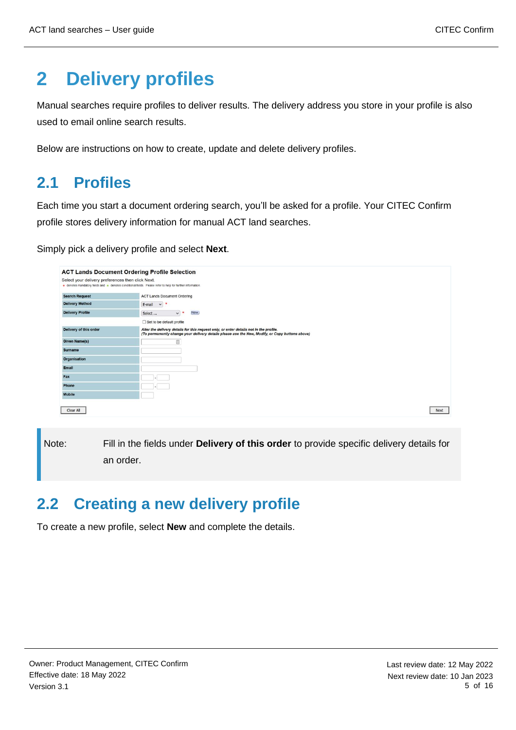# 2 Delivery profiles

Manual searches require profiles to deliver results. The delivery address you store in your profile is also used to email online search results.

Below are instructions on how to create, update and delete delivery profiles.

## 2.1 Profiles

Each time you start a document ordering search, you'll be asked for a profile. Your CITEC Confirm profile stores delivery information for manual ACT land searches.

Simply pick a delivery profile and select **Next**.

| Note: | Fill in the fields under **Delivery of this order** to provide specific delivery details for an order. |
|---|---|

## 2.2 Creating a new delivery profile

To create a new profile, select **New** and complete the details.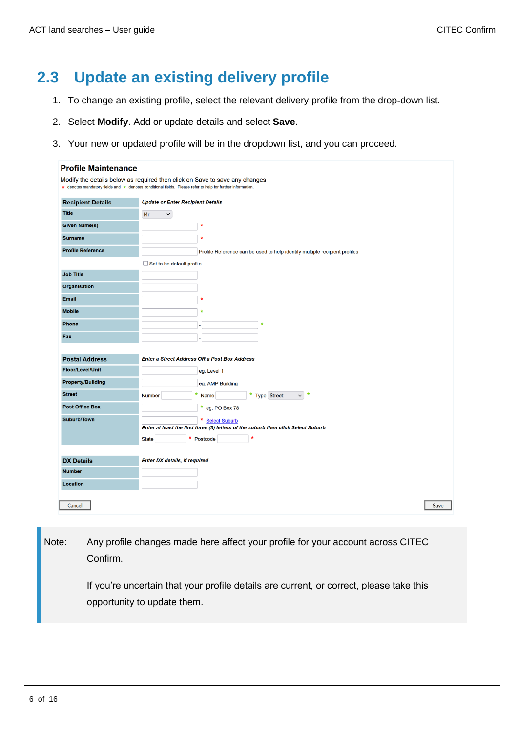## 2.3 Update an existing delivery profile

1. To change an existing profile, select the relevant delivery profile from the drop-down list.
2. Select **Modify**. Add or update details and select **Save**.
3. Your new or updated profile will be in the dropdown list, and you can proceed.

**Profile Maintenance**

Modify the details below as required then click on Save to save any changes

* denotes mandatory fields and * denotes conditional fields. Please refer to help for further information.

| **Recipient Details** | *Update or Enter Recipient Details* |
|---|---|
| Title | Mr |
| Given Name(s) | * |
| Surname | * |
| Profile Reference | Profile Reference can be used to help identify multiple recipient profiles |
| | ☐ Set to be default profile |
| Job Title | |
| Organisation | |
| Email | * |
| Mobile | * |
| Phone | - * |
| Fax | - |

| **Postal Address** | *Enter a Street Address OR a Post Box Address* |
|---|---|
| Floor/Level/Unit | eg. Level 1 |
| Property/Building | eg. AMP Building |
| Street | Number * Name * Type Street * |
| Post Office Box | * eg. PO Box 78 |
| Suburb/Town | * Select Suburb<br>*Enter at least the first three (3) letters of the suburb then click Select Suburb*<br>State * Postcode * |

| **DX Details** | *Enter DX details, if required* |
|---|---|
| Number | |
| Location | |

Cancel    Save

Note: Any profile changes made here affect your profile for your account across CITEC Confirm.

If you're uncertain that your profile details are current, or correct, please take this opportunity to update them.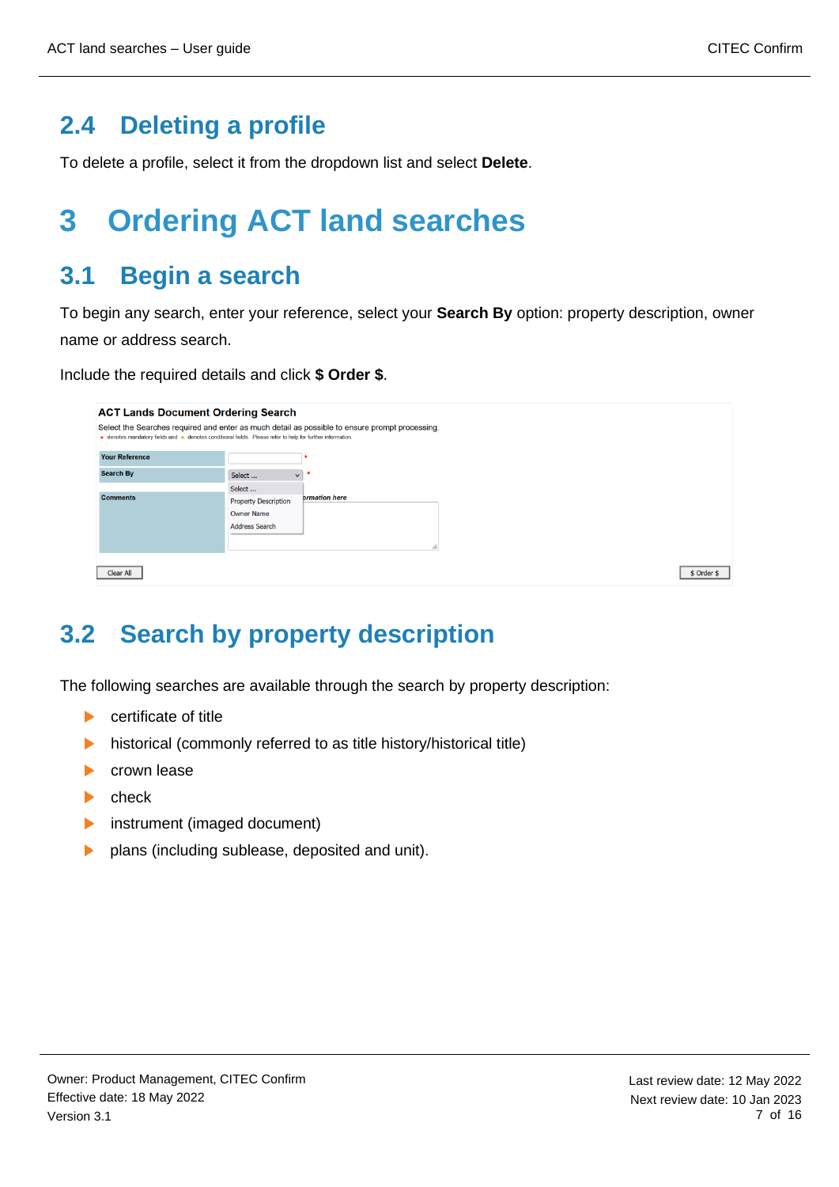## 2.4 Deleting a profile

To delete a profile, select it from the dropdown list and select **Delete**.

# 3 Ordering ACT land searches

## 3.1 Begin a search

To begin any search, enter your reference, select your **Search By** option: property description, owner name or address search.

Include the required details and click **$ Order $**.

## 3.2 Search by property description

The following searches are available through the search by property description:

- certificate of title
- historical (commonly referred to as title history/historical title)
- crown lease
- check
- instrument (imaged document)
- plans (including sublease, deposited and unit).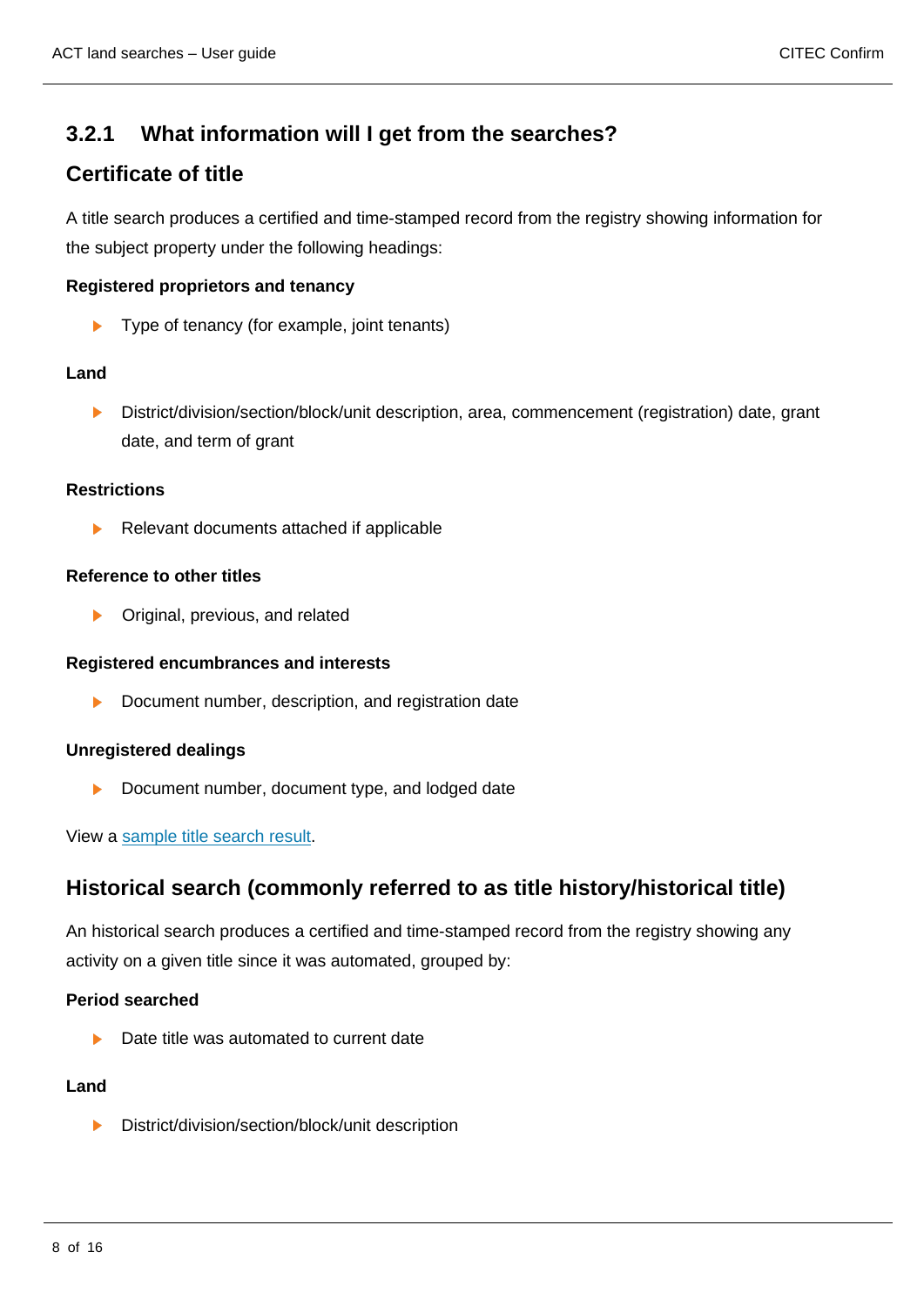### 3.2.1 What information will I get from the searches?

### Certificate of title

A title search produces a certified and time-stamped record from the registry showing information for the subject property under the following headings:

**Registered proprietors and tenancy**

- Type of tenancy (for example, joint tenants)

**Land**

- District/division/section/block/unit description, area, commencement (registration) date, grant date, and term of grant

**Restrictions**

- Relevant documents attached if applicable

**Reference to other titles**

- Original, previous, and related

**Registered encumbrances and interests**

- Document number, description, and registration date

**Unregistered dealings**

- Document number, document type, and lodged date

View a sample title search result.

### Historical search (commonly referred to as title history/historical title)

An historical search produces a certified and time-stamped record from the registry showing any activity on a given title since it was automated, grouped by:

**Period searched**

- Date title was automated to current date

**Land**

- District/division/section/block/unit description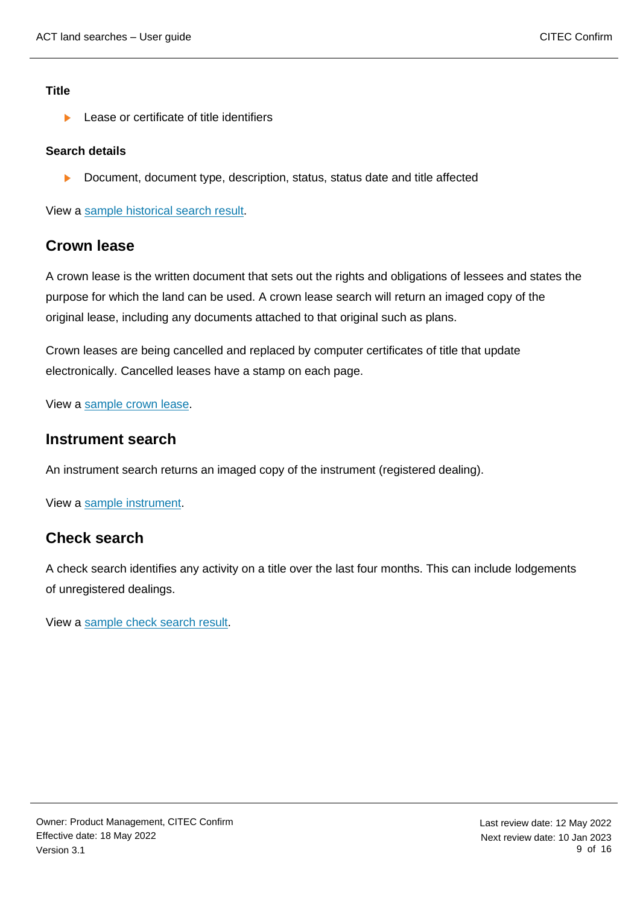**Title**

- Lease or certificate of title identifiers

**Search details**

- Document, document type, description, status, status date and title affected

View a sample historical search result.

## Crown lease

A crown lease is the written document that sets out the rights and obligations of lessees and states the purpose for which the land can be used. A crown lease search will return an imaged copy of the original lease, including any documents attached to that original such as plans.

Crown leases are being cancelled and replaced by computer certificates of title that update electronically. Cancelled leases have a stamp on each page.

View a sample crown lease.

## Instrument search

An instrument search returns an imaged copy of the instrument (registered dealing).

View a sample instrument.

## Check search

A check search identifies any activity on a title over the last four months. This can include lodgements of unregistered dealings.

View a sample check search result.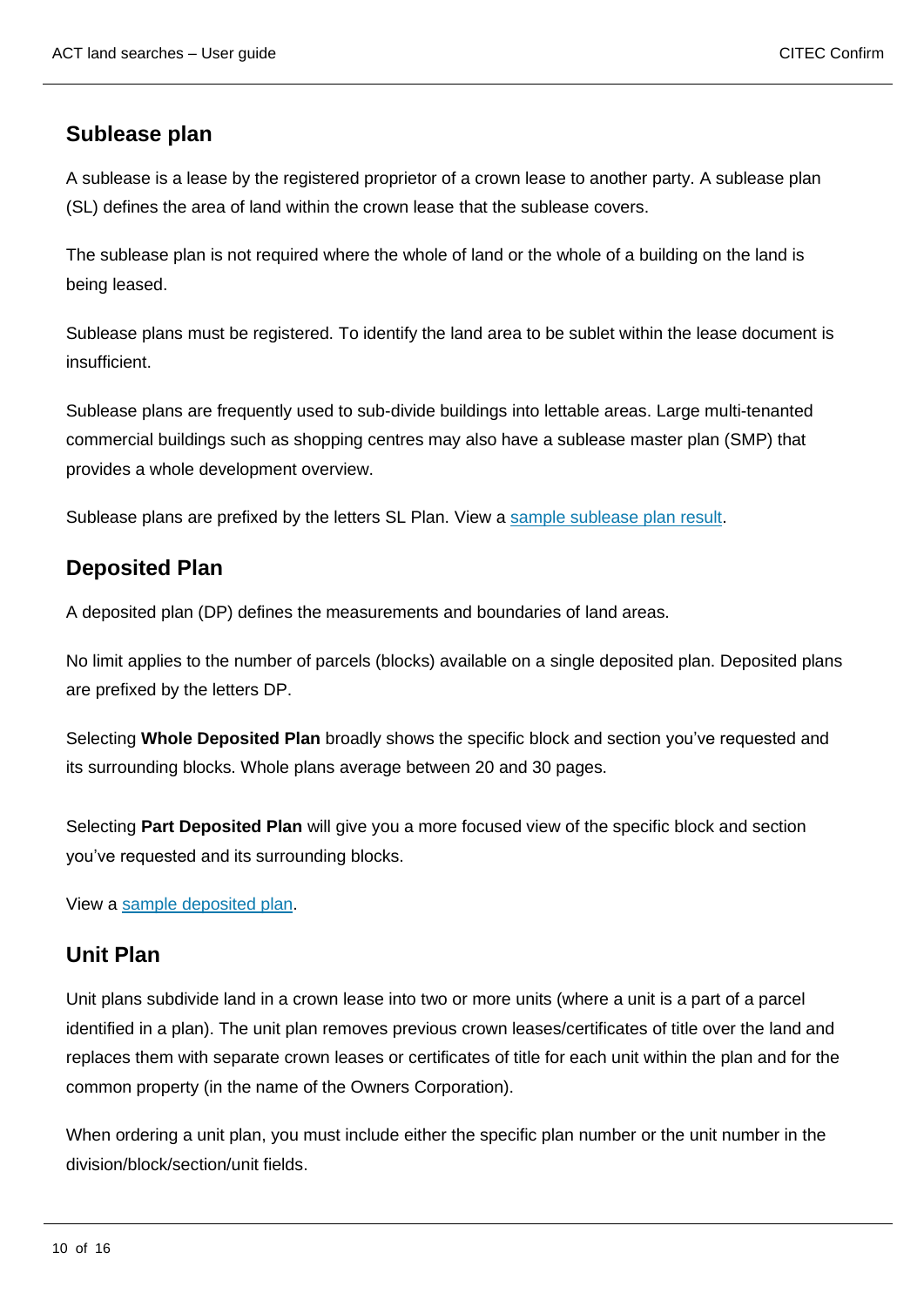## Sublease plan

A sublease is a lease by the registered proprietor of a crown lease to another party. A sublease plan (SL) defines the area of land within the crown lease that the sublease covers.

The sublease plan is not required where the whole of land or the whole of a building on the land is being leased.

Sublease plans must be registered. To identify the land area to be sublet within the lease document is insufficient.

Sublease plans are frequently used to sub-divide buildings into lettable areas. Large multi-tenanted commercial buildings such as shopping centres may also have a sublease master plan (SMP) that provides a whole development overview.

Sublease plans are prefixed by the letters SL Plan. View a sample sublease plan result.

## Deposited Plan

A deposited plan (DP) defines the measurements and boundaries of land areas.

No limit applies to the number of parcels (blocks) available on a single deposited plan. Deposited plans are prefixed by the letters DP.

Selecting **Whole Deposited Plan** broadly shows the specific block and section you've requested and its surrounding blocks. Whole plans average between 20 and 30 pages.

Selecting **Part Deposited Plan** will give you a more focused view of the specific block and section you've requested and its surrounding blocks.

View a sample deposited plan.

## Unit Plan

Unit plans subdivide land in a crown lease into two or more units (where a unit is a part of a parcel identified in a plan). The unit plan removes previous crown leases/certificates of title over the land and replaces them with separate crown leases or certificates of title for each unit within the plan and for the common property (in the name of the Owners Corporation).

When ordering a unit plan, you must include either the specific plan number or the unit number in the division/block/section/unit fields.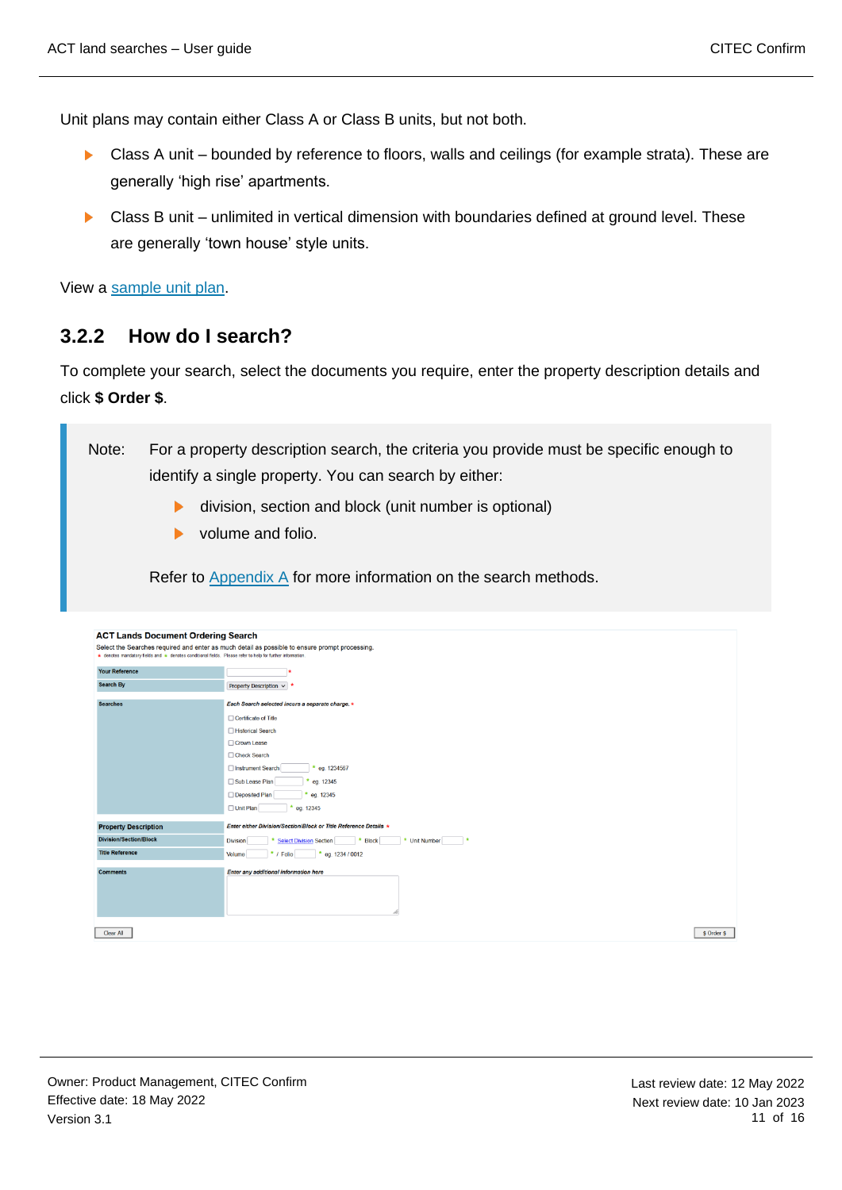Unit plans may contain either Class A or Class B units, but not both.

- Class A unit – bounded by reference to floors, walls and ceilings (for example strata). These are generally 'high rise' apartments.
- Class B unit – unlimited in vertical dimension with boundaries defined at ground level. These are generally 'town house' style units.

View a sample unit plan.

## 3.2.2 How do I search?

To complete your search, select the documents you require, enter the property description details and click **$ Order $**.

> Note: For a property description search, the criteria you provide must be specific enough to identify a single property. You can search by either:
>
> - division, section and block (unit number is optional)
> - volume and folio.
>
> Refer to Appendix A for more information on the search methods.

**ACT Lands Document Ordering Search**

Select the Searches required and enter as much detail as possible to ensure prompt processing.

\* denotes mandatory fields and \* denotes conditional fields. Please refer to help for further information.

| | |
|---|---|
| Your Reference | * |
| Search By | Property Description * |
| Searches | *Each Search selected incurs a separate charge.* * <br> ☐ Certificate of Title <br> ☐ Historical Search <br> ☐ Crown Lease <br> ☐ Check Search <br> ☐ Instrument Search * eg. 1234567 <br> ☐ Sub Lease Plan * eg. 12345 <br> ☐ Deposited Plan * eg. 12345 <br> ☐ Unit Plan * eg. 12345 |
| Property Description | *Enter either Division/Section/Block or Title Reference Details* * |
| Division/Section/Block | Division * Select Division Section * Block * Unit Number * |
| Title Reference | Volume * / Folio * eg. 1234 / 0012 |
| Comments | *Enter any additional information here* |

Clear All | $ Order $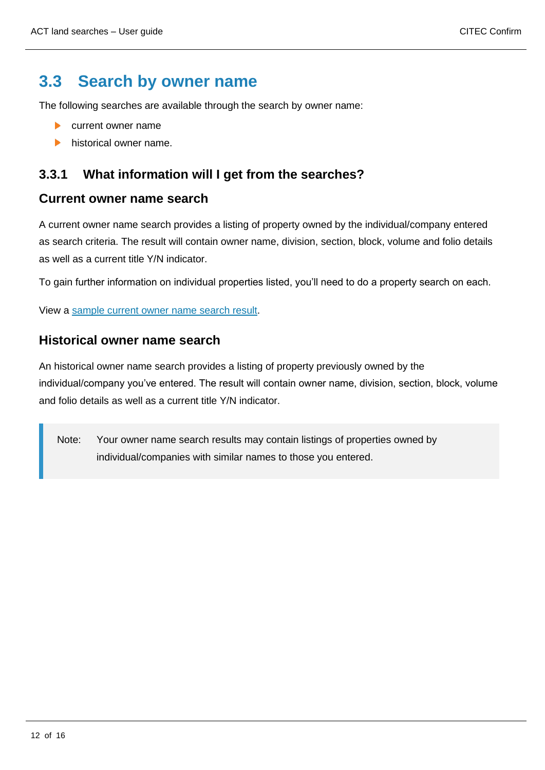## 3.3 Search by owner name

The following searches are available through the search by owner name:

- current owner name
- historical owner name.

### 3.3.1 What information will I get from the searches?

#### Current owner name search

A current owner name search provides a listing of property owned by the individual/company entered as search criteria. The result will contain owner name, division, section, block, volume and folio details as well as a current title Y/N indicator.

To gain further information on individual properties listed, you'll need to do a property search on each.

View a sample current owner name search result.

#### Historical owner name search

An historical owner name search provides a listing of property previously owned by the individual/company you've entered. The result will contain owner name, division, section, block, volume and folio details as well as a current title Y/N indicator.

> Note: Your owner name search results may contain listings of properties owned by individual/companies with similar names to those you entered.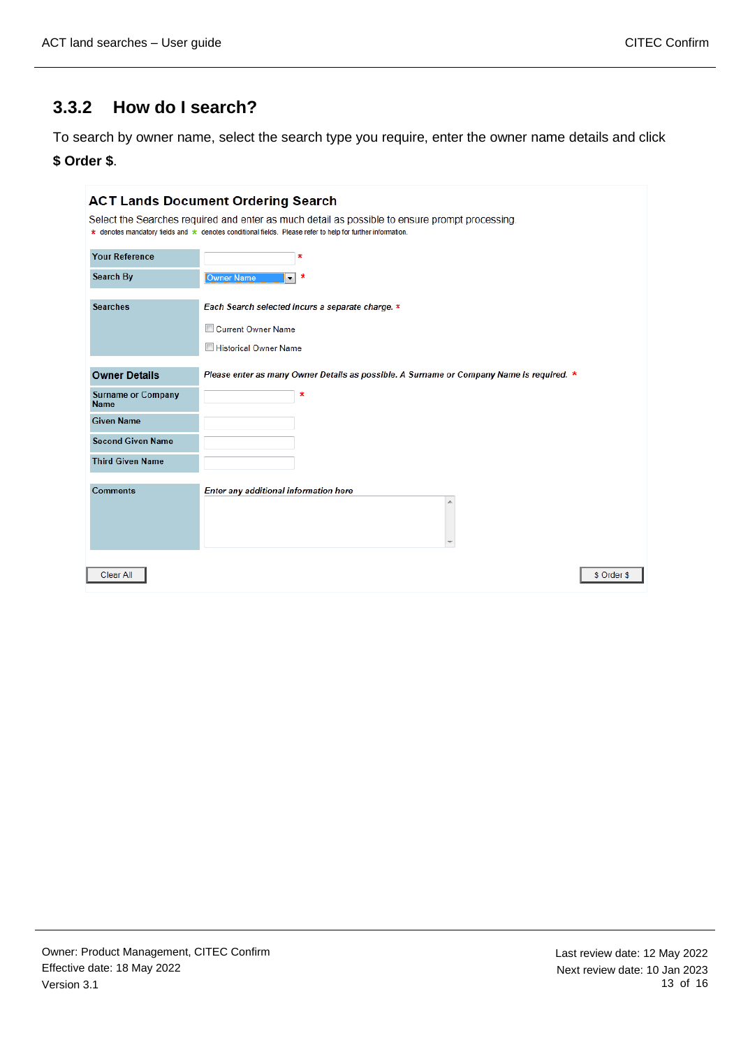### 3.3.2 How do I search?

To search by owner name, select the search type you require, enter the owner name details and click **$ Order $**.

**ACT Lands Document Ordering Search**

Select the Searches required and enter as much detail as possible to ensure prompt processing

\* denotes mandatory fields and * denotes conditional fields. Please refer to help for further information.

| | |
|---|---|
| Your Reference | * |
| Search By | Owner Name * |
| Searches | *Each Search selected incurs a separate charge.* * <br> ☐ Current Owner Name <br> ☐ Historical Owner Name |
| **Owner Details** | *Please enter as many Owner Details as possible. A Surname or Company Name is required.* * |
| Surname or Company Name | * |
| Given Name | |
| Second Given Name | |
| Third Given Name | |
| Comments | *Enter any additional information here* |

Clear All | $ Order $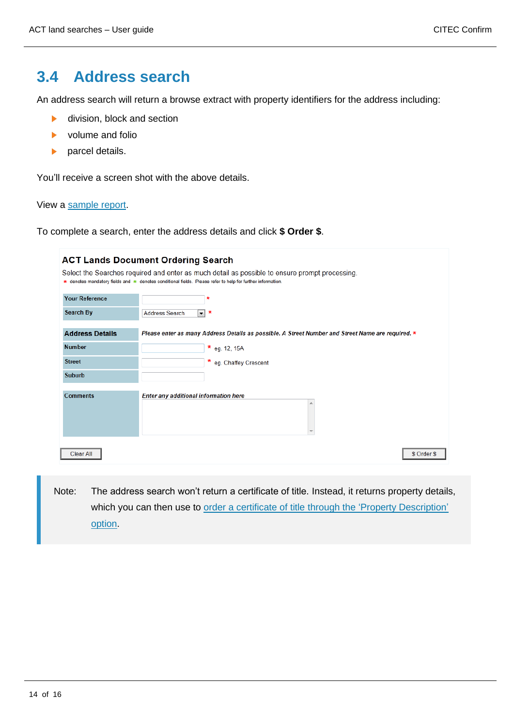## 3.4 Address search

An address search will return a browse extract with property identifiers for the address including:

- division, block and section
- volume and folio
- parcel details.

You'll receive a screen shot with the above details.

View a sample report.

To complete a search, enter the address details and click **$ Order $**.

**ACT Lands Document Ordering Search**

Select the Searches required and enter as much detail as possible to ensure prompt processing.
* denotes mandatory fields and * denotes conditional fields. Please refer to help for further information.

| | |
|---|---|
| Your Reference | * |
| Search By | Address Search * |
| **Address Details** | *Please enter as many Address Details as possible. A Street Number and Street Name are required.* * |
| Number | * eg. 12, 15A |
| Street | * eg. Chaffey Crescent |
| Suburb | |
| Comments | *Enter any additional information here* |

Clear All | $ Order $

> Note: The address search won't return a certificate of title. Instead, it returns property details, which you can then use to order a certificate of title through the 'Property Description' option.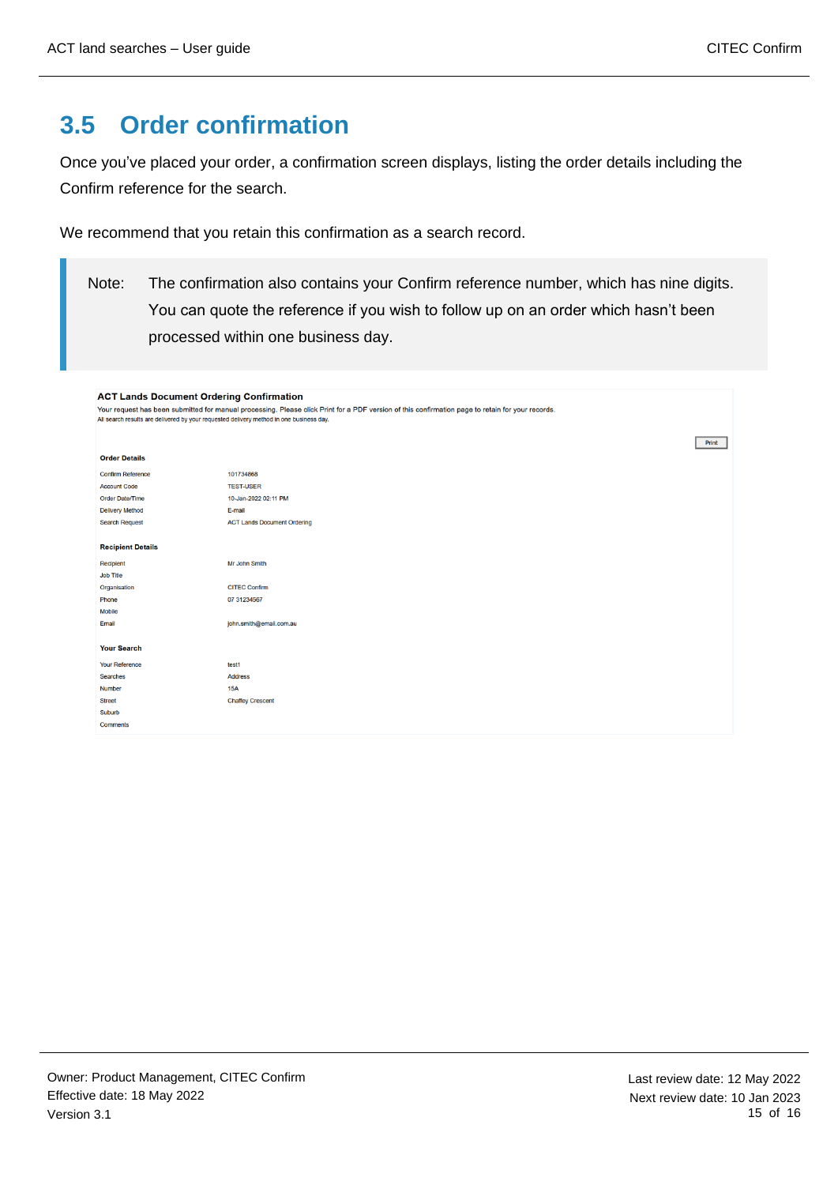## 3.5 Order confirmation

Once you've placed your order, a confirmation screen displays, listing the order details including the Confirm reference for the search.

We recommend that you retain this confirmation as a search record.

> Note: The confirmation also contains your Confirm reference number, which has nine digits. You can quote the reference if you wish to follow up on an order which hasn't been processed within one business day.

**ACT Lands Document Ordering Confirmation**

Your request has been submitted for manual processing. Please click Print for a PDF version of this confirmation page to retain for your records.
All search results are delivered by your requested delivery method in one business day.

Print

**Order Details**

| | |
|---|---|
| Confirm Reference | 101734868 |
| Account Code | TEST-USER |
| Order Date/Time | 10-Jan-2022 02:11 PM |
| Delivery Method | E-mail |
| Search Request | ACT Lands Document Ordering |

**Recipient Details**

| | |
|---|---|
| Recipient | Mr John Smith |
| Job Title | |
| Organisation | CITEC Confirm |
| Phone | 07 31234567 |
| Mobile | |
| Email | john.smith@email.com.au |

**Your Search**

| | |
|---|---|
| Your Reference | test1 |
| Searches | Address |
| Number | 15A |
| Street | Chaffey Crescent |
| Suburb | |
| Comments | |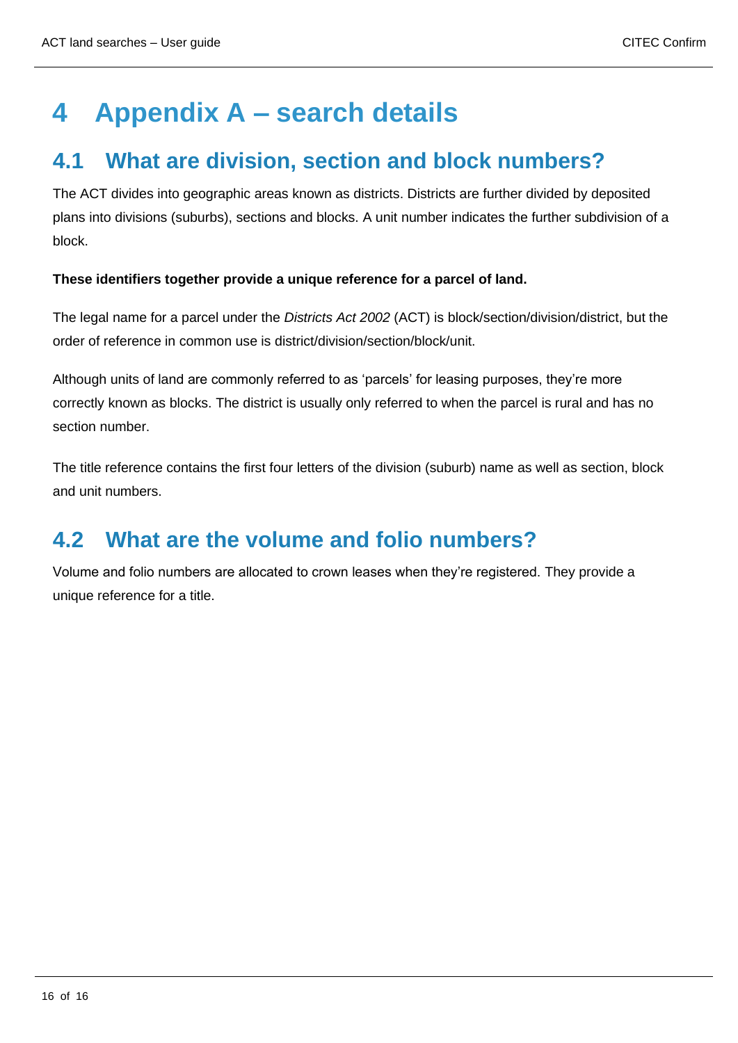# 4 Appendix A – search details

## 4.1 What are division, section and block numbers?

The ACT divides into geographic areas known as districts. Districts are further divided by deposited plans into divisions (suburbs), sections and blocks. A unit number indicates the further subdivision of a block.

**These identifiers together provide a unique reference for a parcel of land.**

The legal name for a parcel under the *Districts Act 2002* (ACT) is block/section/division/district, but the order of reference in common use is district/division/section/block/unit.

Although units of land are commonly referred to as 'parcels' for leasing purposes, they're more correctly known as blocks. The district is usually only referred to when the parcel is rural and has no section number.

The title reference contains the first four letters of the division (suburb) name as well as section, block and unit numbers.

## 4.2 What are the volume and folio numbers?

Volume and folio numbers are allocated to crown leases when they're registered. They provide a unique reference for a title.